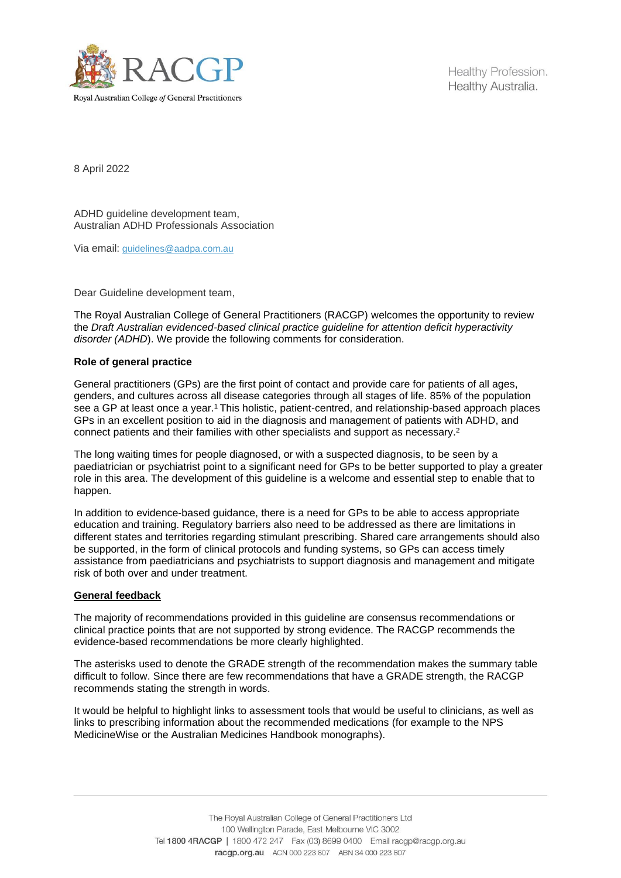RACGP

Royal Australian College *of* General Practitioners

Healthy Profession.
Healthy Australia.

8 April 2022

ADHD guideline development team,
Australian ADHD Professionals Association

Via email: guidelines@aadpa.com.au

Dear Guideline development team,

The Royal Australian College of General Practitioners (RACGP) welcomes the opportunity to review the *Draft Australian evidenced-based clinical practice guideline for attention deficit hyperactivity disorder (ADHD*). We provide the following comments for consideration.

**Role of general practice**

General practitioners (GPs) are the first point of contact and provide care for patients of all ages, genders, and cultures across all disease categories through all stages of life. 85% of the population see a GP at least once a year.[1] This holistic, patient-centred, and relationship-based approach places GPs in an excellent position to aid in the diagnosis and management of patients with ADHD, and connect patients and their families with other specialists and support as necessary.[2]

The long waiting times for people diagnosed, or with a suspected diagnosis, to be seen by a paediatrician or psychiatrist point to a significant need for GPs to be better supported to play a greater role in this area. The development of this guideline is a welcome and essential step to enable that to happen.

In addition to evidence-based guidance, there is a need for GPs to be able to access appropriate education and training. Regulatory barriers also need to be addressed as there are limitations in different states and territories regarding stimulant prescribing. Shared care arrangements should also be supported, in the form of clinical protocols and funding systems, so GPs can access timely assistance from paediatricians and psychiatrists to support diagnosis and management and mitigate risk of both over and under treatment.

**General feedback**

The majority of recommendations provided in this guideline are consensus recommendations or clinical practice points that are not supported by strong evidence. The RACGP recommends the evidence-based recommendations be more clearly highlighted.

The asterisks used to denote the GRADE strength of the recommendation makes the summary table difficult to follow. Since there are few recommendations that have a GRADE strength, the RACGP recommends stating the strength in words.

It would be helpful to highlight links to assessment tools that would be useful to clinicians, as well as links to prescribing information about the recommended medications (for example to the NPS MedicineWise or the Australian Medicines Handbook monographs).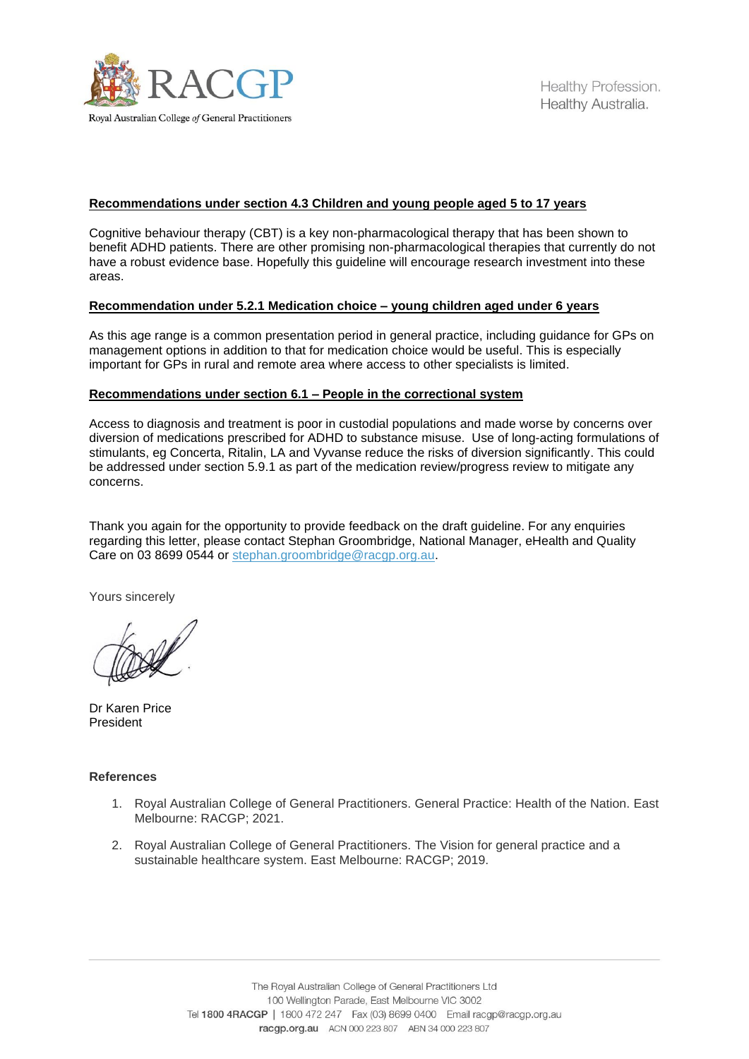**Recommendations under section 4.3 Children and young people aged 5 to 17 years**

Cognitive behaviour therapy (CBT) is a key non-pharmacological therapy that has been shown to benefit ADHD patients. There are other promising non-pharmacological therapies that currently do not have a robust evidence base. Hopefully this guideline will encourage research investment into these areas.

**Recommendation under 5.2.1 Medication choice – young children aged under 6 years**

As this age range is a common presentation period in general practice, including guidance for GPs on management options in addition to that for medication choice would be useful. This is especially important for GPs in rural and remote area where access to other specialists is limited.

**Recommendations under section 6.1 – People in the correctional system**

Access to diagnosis and treatment is poor in custodial populations and made worse by concerns over diversion of medications prescribed for ADHD to substance misuse. Use of long-acting formulations of stimulants, eg Concerta, Ritalin, LA and Vyvanse reduce the risks of diversion significantly. This could be addressed under section 5.9.1 as part of the medication review/progress review to mitigate any concerns.

Thank you again for the opportunity to provide feedback on the draft guideline. For any enquiries regarding this letter, please contact Stephan Groombridge, National Manager, eHealth and Quality Care on 03 8699 0544 or stephan.groombridge@racgp.org.au.

Yours sincerely

Dr Karen Price
President

**References**

1. Royal Australian College of General Practitioners. General Practice: Health of the Nation. East Melbourne: RACGP; 2021.
2. Royal Australian College of General Practitioners. The Vision for general practice and a sustainable healthcare system. East Melbourne: RACGP; 2019.